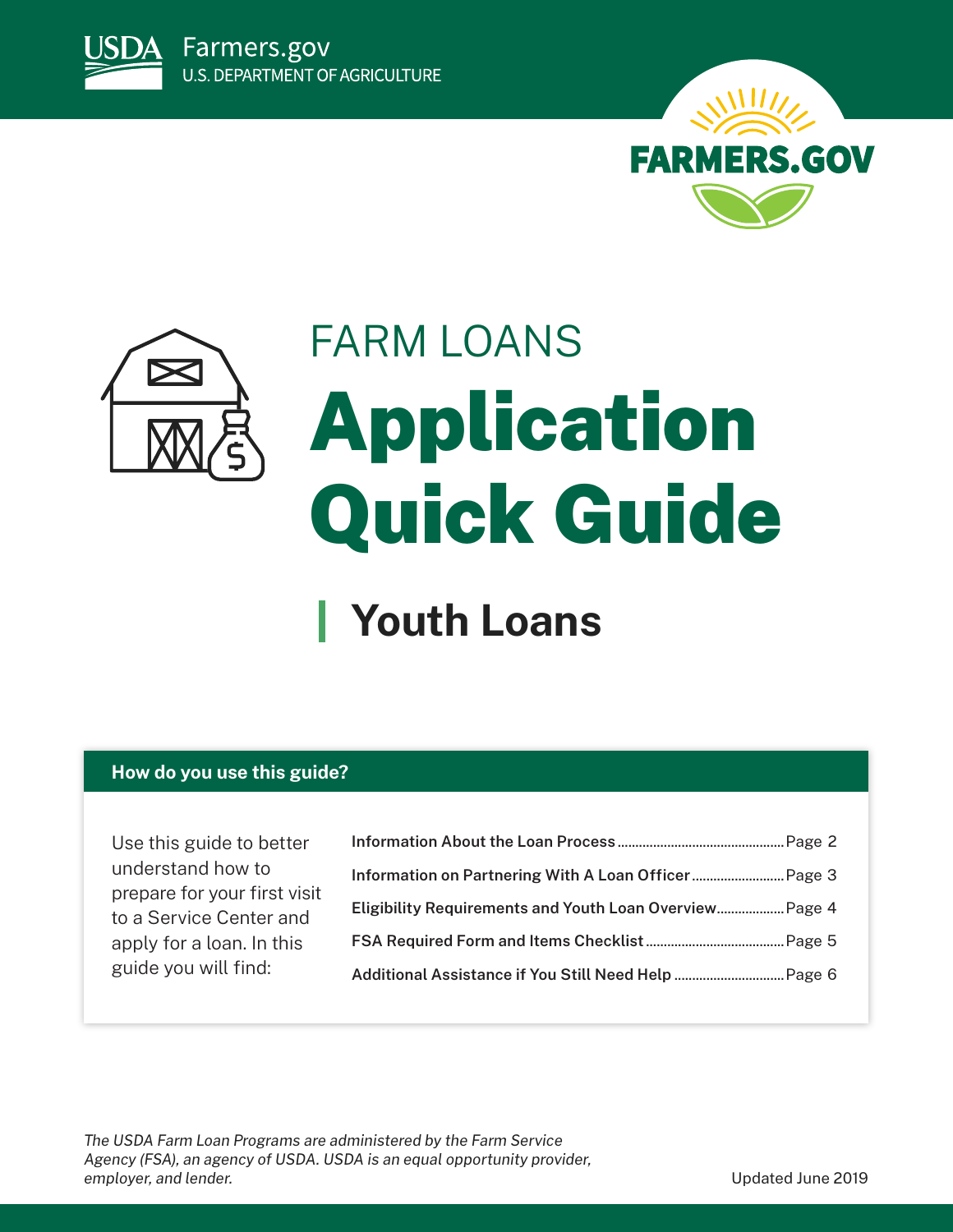USDA Farmers.gov
U.S. DEPARTMENT OF AGRICULTURE

FARMERS.GOV

# FARM LOANS

# Application Quick Guide

## Youth Loans

### How do you use this guide?

Use this guide to better understand how to prepare for your first visit to a Service Center and apply for a loan. In this guide you will find:

- **Information About the Loan Process** .......... Page 2
- **Information on Partnering With A Loan Officer** .......... Page 3
- **Eligibility Requirements and Youth Loan Overview** .......... Page 4
- **FSA Required Form and Items Checklist** .......... Page 5
- **Additional Assistance if You Still Need Help** .......... Page 6

*The USDA Farm Loan Programs are administered by the Farm Service Agency (FSA), an agency of USDA. USDA is an equal opportunity provider, employer, and lender.*

Updated June 2019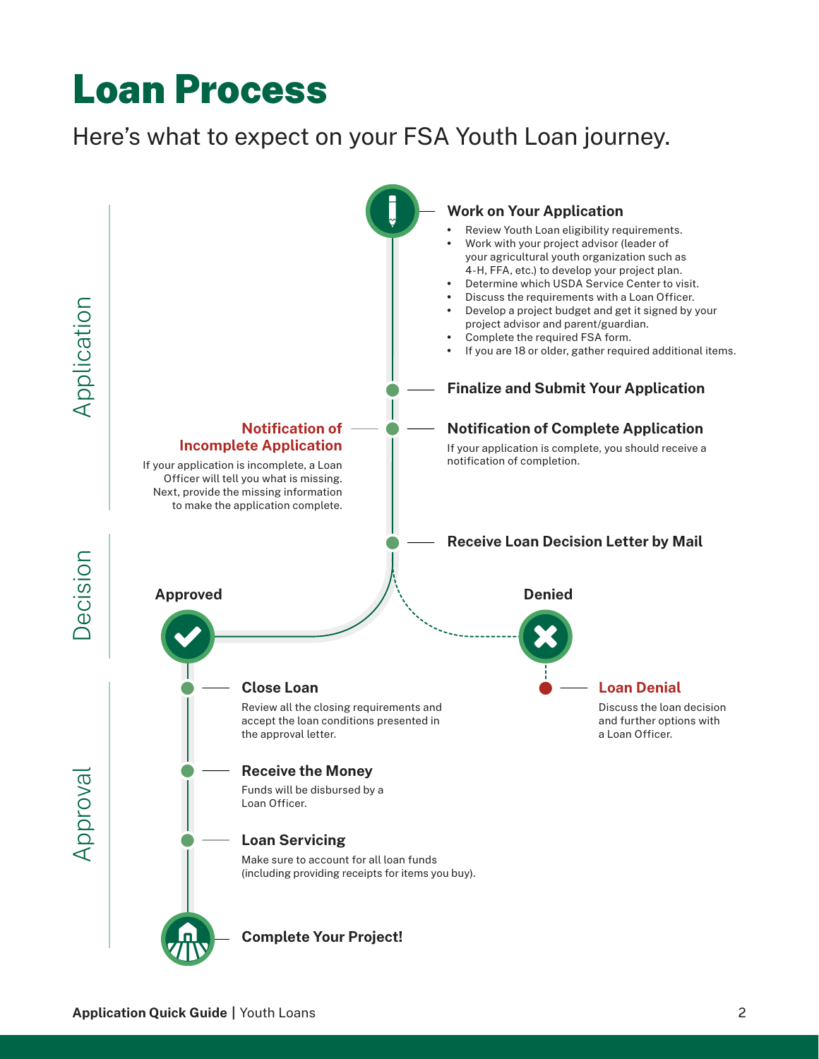# Loan Process

Here's what to expect on your FSA Youth Loan journey.

## Application

### Work on Your Application

- Review Youth Loan eligibility requirements.
- Work with your project advisor (leader of your agricultural youth organization such as 4-H, FFA, etc.) to develop your project plan.
- Determine which USDA Service Center to visit.
- Discuss the requirements with a Loan Officer.
- Develop a project budget and get it signed by your project advisor and parent/guardian.
- Complete the required FSA form.
- If you are 18 or older, gather required additional items.

### Finalize and Submit Your Application

### Notification of Complete Application

If your application is complete, you should receive a notification of completion.

### Notification of Incomplete Application

If your application is incomplete, a Loan Officer will tell you what is missing. Next, provide the missing information to make the application complete.

## Decision

### Receive Loan Decision Letter by Mail

**Approved**

**Denied**

### Loan Denial

Discuss the loan decision and further options with a Loan Officer.

## Approval

### Close Loan

Review all the closing requirements and accept the loan conditions presented in the approval letter.

### Receive the Money

Funds will be disbursed by a Loan Officer.

### Loan Servicing

Make sure to account for all loan funds (including providing receipts for items you buy).

### Complete Your Project!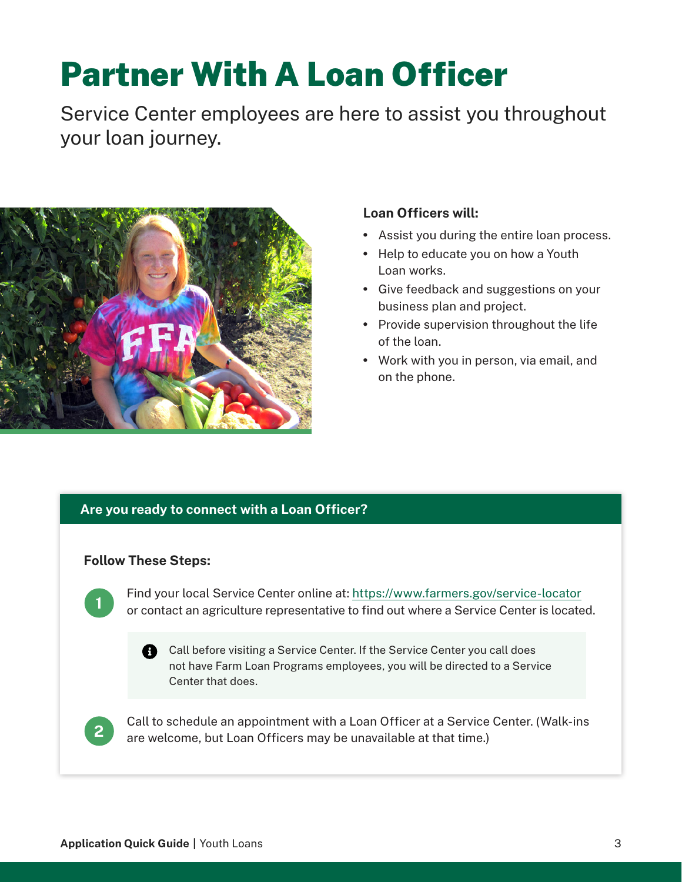# Partner With A Loan Officer

Service Center employees are here to assist you throughout your loan journey.

**Loan Officers will:**

- Assist you during the entire loan process.
- Help to educate you on how a Youth Loan works.
- Give feedback and suggestions on your business plan and project.
- Provide supervision throughout the life of the loan.
- Work with you in person, via email, and on the phone.

## Are you ready to connect with a Loan Officer?

**Follow These Steps:**

1. Find your local Service Center online at: https://www.farmers.gov/service-locator or contact an agriculture representative to find out where a Service Center is located.

   > Call before visiting a Service Center. If the Service Center you call does not have Farm Loan Programs employees, you will be directed to a Service Center that does.

2. Call to schedule an appointment with a Loan Officer at a Service Center. (Walk-ins are welcome, but Loan Officers may be unavailable at that time.)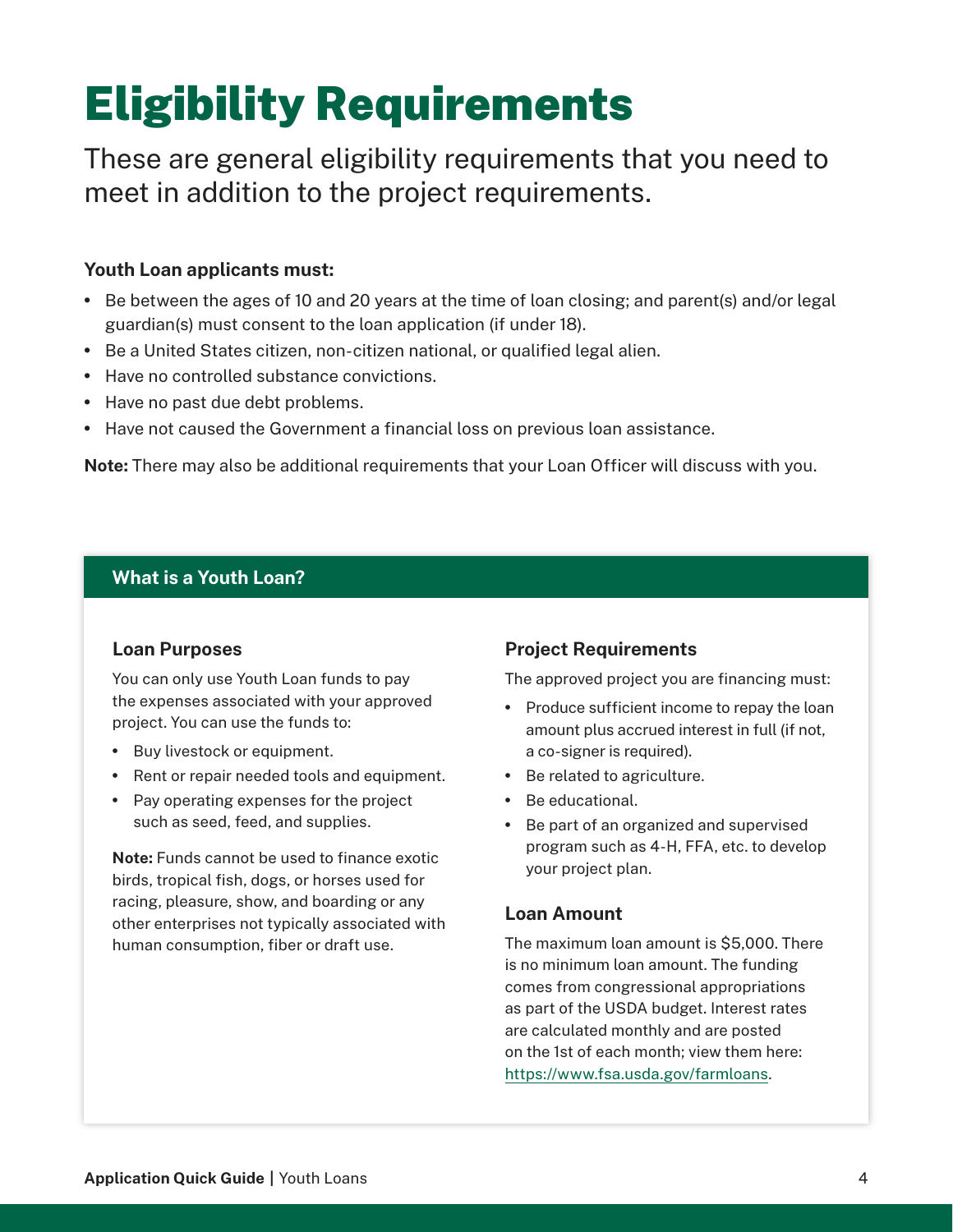# Eligibility Requirements

These are general eligibility requirements that you need to meet in addition to the project requirements.

**Youth Loan applicants must:**

- Be between the ages of 10 and 20 years at the time of loan closing; and parent(s) and/or legal guardian(s) must consent to the loan application (if under 18).
- Be a United States citizen, non-citizen national, or qualified legal alien.
- Have no controlled substance convictions.
- Have no past due debt problems.
- Have not caused the Government a financial loss on previous loan assistance.

**Note:** There may also be additional requirements that your Loan Officer will discuss with you.

## What is a Youth Loan?

### Loan Purposes

You can only use Youth Loan funds to pay the expenses associated with your approved project. You can use the funds to:

- Buy livestock or equipment.
- Rent or repair needed tools and equipment.
- Pay operating expenses for the project such as seed, feed, and supplies.

**Note:** Funds cannot be used to finance exotic birds, tropical fish, dogs, or horses used for racing, pleasure, show, and boarding or any other enterprises not typically associated with human consumption, fiber or draft use.

### Project Requirements

The approved project you are financing must:

- Produce sufficient income to repay the loan amount plus accrued interest in full (if not, a co-signer is required).
- Be related to agriculture.
- Be educational.
- Be part of an organized and supervised program such as 4-H, FFA, etc. to develop your project plan.

### Loan Amount

The maximum loan amount is $5,000. There is no minimum loan amount. The funding comes from congressional appropriations as part of the USDA budget. Interest rates are calculated monthly and are posted on the 1st of each month; view them here: https://www.fsa.usda.gov/farmloans.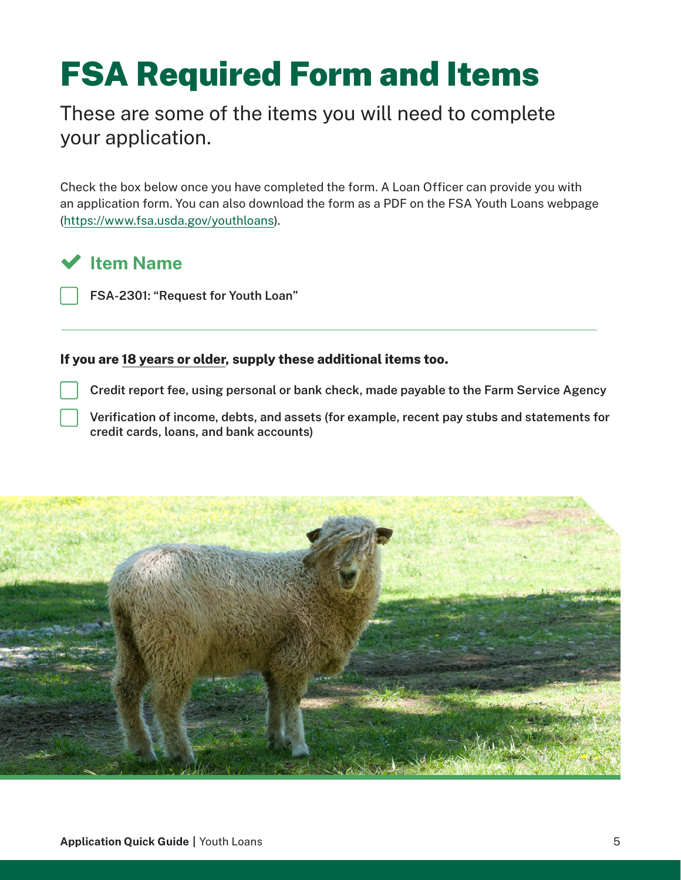# FSA Required Form and Items

These are some of the items you will need to complete your application.

Check the box below once you have completed the form. A Loan Officer can provide you with an application form. You can also download the form as a PDF on the FSA Youth Loans webpage (https://www.fsa.usda.gov/youthloans).

## ✔ Item Name

- [ ] FSA-2301: "Request for Youth Loan"

---

**If you are 18 years or older, supply these additional items too.**

- [ ] Credit report fee, using personal or bank check, made payable to the Farm Service Agency
- [ ] Verification of income, debts, and assets (for example, recent pay stubs and statements for credit cards, loans, and bank accounts)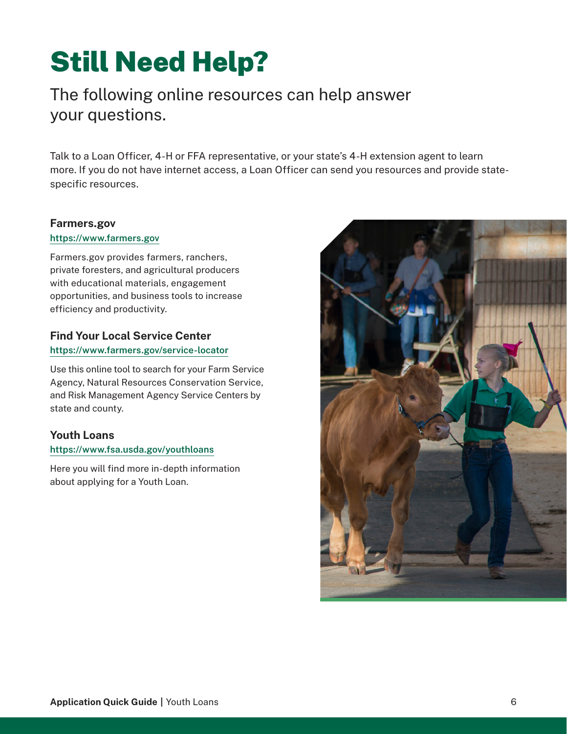# Still Need Help?

The following online resources can help answer your questions.

Talk to a Loan Officer, 4-H or FFA representative, or your state's 4-H extension agent to learn more. If you do not have internet access, a Loan Officer can send you resources and provide state-specific resources.

### Farmers.gov

https://www.farmers.gov

Farmers.gov provides farmers, ranchers, private foresters, and agricultural producers with educational materials, engagement opportunities, and business tools to increase efficiency and productivity.

### Find Your Local Service Center

https://www.farmers.gov/service-locator

Use this online tool to search for your Farm Service Agency, Natural Resources Conservation Service, and Risk Management Agency Service Centers by state and county.

### Youth Loans

https://www.fsa.usda.gov/youthloans

Here you will find more in-depth information about applying for a Youth Loan.